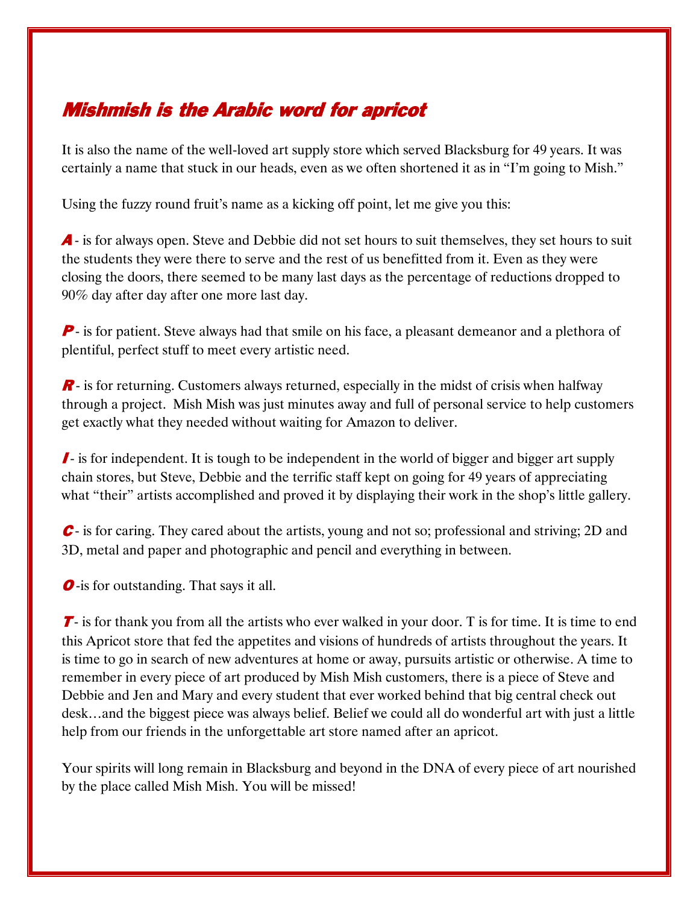## Mishmish is the Arabic word for apricot

It is also the name of the well-loved art supply store which served Blacksburg for 49 years. It was certainly a name that stuck in our heads, even as we often shortened it as in "I'm going to Mish."

Using the fuzzy round fruit's name as a kicking off point, let me give you this:

***A*** - is for always open. Steve and Debbie did not set hours to suit themselves, they set hours to suit the students they were there to serve and the rest of us benefitted from it. Even as they were closing the doors, there seemed to be many last days as the percentage of reductions dropped to 90% day after day after one more last day.

***P*** - is for patient. Steve always had that smile on his face, a pleasant demeanor and a plethora of plentiful, perfect stuff to meet every artistic need.

***R*** - is for returning. Customers always returned, especially in the midst of crisis when halfway through a project. Mish Mish was just minutes away and full of personal service to help customers get exactly what they needed without waiting for Amazon to deliver.

***I*** - is for independent. It is tough to be independent in the world of bigger and bigger art supply chain stores, but Steve, Debbie and the terrific staff kept on going for 49 years of appreciating what "their" artists accomplished and proved it by displaying their work in the shop's little gallery.

***C*** - is for caring. They cared about the artists, young and not so; professional and striving; 2D and 3D, metal and paper and photographic and pencil and everything in between.

***O*** -is for outstanding. That says it all.

***T*** - is for thank you from all the artists who ever walked in your door. T is for time. It is time to end this Apricot store that fed the appetites and visions of hundreds of artists throughout the years. It is time to go in search of new adventures at home or away, pursuits artistic or otherwise. A time to remember in every piece of art produced by Mish Mish customers, there is a piece of Steve and Debbie and Jen and Mary and every student that ever worked behind that big central check out desk…and the biggest piece was always belief. Belief we could all do wonderful art with just a little help from our friends in the unforgettable art store named after an apricot.

Your spirits will long remain in Blacksburg and beyond in the DNA of every piece of art nourished by the place called Mish Mish. You will be missed!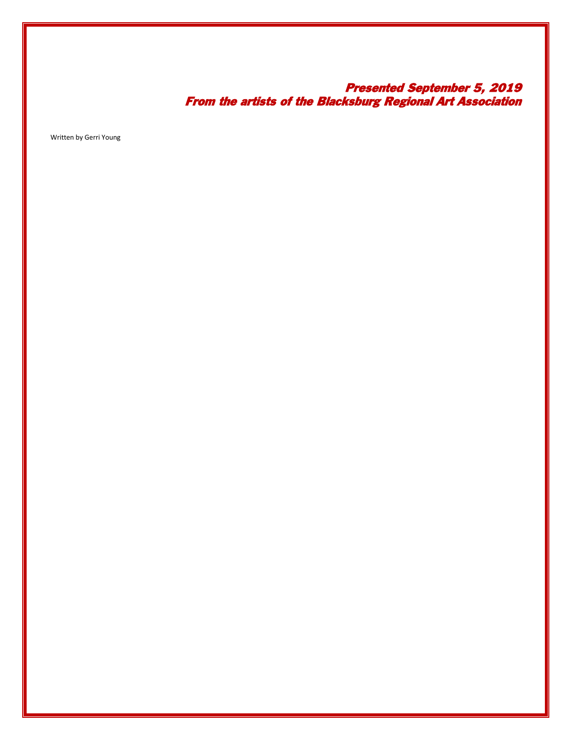***Presented September 5, 2019***
***From the artists of the Blacksburg Regional Art Association***

Written by Gerri Young